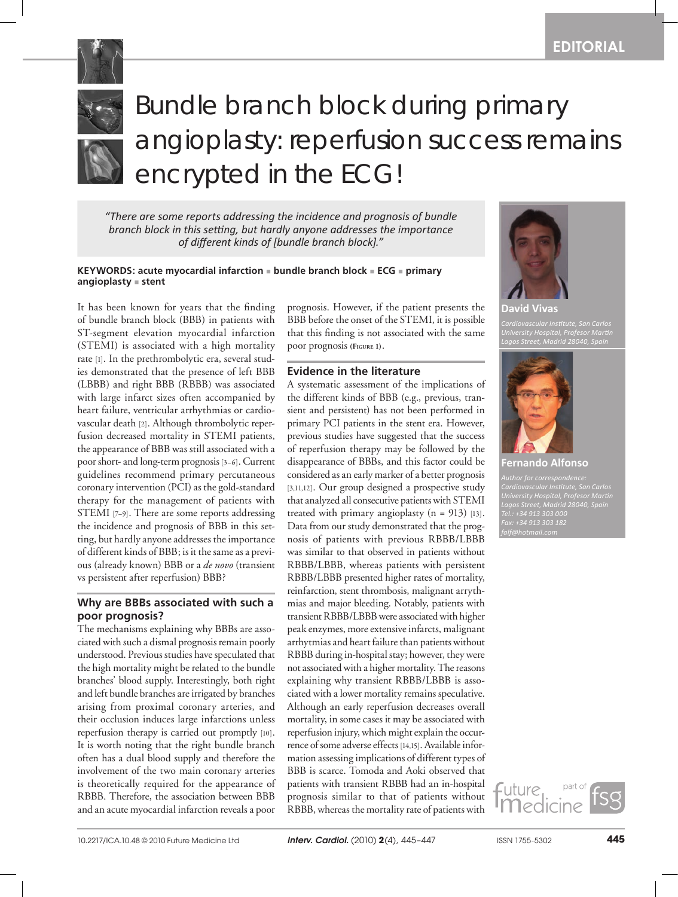EDITORIAL

# Bundle branch block during primary angioplasty: reperfusion success remains encrypted in the ECG!

> *"There are some reports addressing the incidence and prognosis of bundle branch block in this setting, but hardly anyone addresses the importance of different kinds of [bundle branch block]."*

**David Vivas**

*Cardiovascular Institute, San Carlos University Hospital, Profesor Martin Lagos Street, Madrid 28040, Spain*

**Fernando Alfonso**

*Author for correspondence: Cardiovascular Institute, San Carlos University Hospital, Profesor Martin Lagos Street, Madrid 28040, Spain*
*Tel.: +34 913 303 000*
*Fax: +34 913 303 182*
*falf@hotmail.com*

**KEYWORDS: acute myocardial infarction ▪ bundle branch block ▪ ECG ▪ primary angioplasty ▪ stent**

It has been known for years that the finding of bundle branch block (BBB) in patients with ST-segment elevation myocardial infarction (STEMI) is associated with a high mortality rate [1]. In the prethrombolytic era, several studies demonstrated that the presence of left BBB (LBBB) and right BBB (RBBB) was associated with large infarct sizes often accompanied by heart failure, ventricular arrhythmias or cardiovascular death [2]. Although thrombolytic reperfusion decreased mortality in STEMI patients, the appearance of BBB was still associated with a poor short- and long-term prognosis [3–6]. Current guidelines recommend primary percutaneous coronary intervention (PCI) as the gold-standard therapy for the management of patients with STEMI [7–9]. There are some reports addressing the incidence and prognosis of BBB in this setting, but hardly anyone addresses the importance of different kinds of BBB; is it the same as a previous (already known) BBB or a *de novo* (transient vs persistent after reperfusion) BBB?

## Why are BBBs associated with such a poor prognosis?

The mechanisms explaining why BBBs are associated with such a dismal prognosis remain poorly understood. Previous studies have speculated that the high mortality might be related to the bundle branches' blood supply. Interestingly, both right and left bundle branches are irrigated by branches arising from proximal coronary arteries, and their occlusion induces large infarctions unless reperfusion therapy is carried out promptly [10]. It is worth noting that the right bundle branch often has a dual blood supply and therefore the involvement of the two main coronary arteries is theoretically required for the appearance of RBBB. Therefore, the association between BBB and an acute myocardial infarction reveals a poor prognosis. However, if the patient presents the BBB before the onset of the STEMI, it is possible that this finding is not associated with the same poor prognosis (Figure 1).

## Evidence in the literature

A systematic assessment of the implications of the different kinds of BBB (e.g., previous, transient and persistent) has not been performed in primary PCI patients in the stent era. However, previous studies have suggested that the success of reperfusion therapy may be followed by the disappearance of BBBs, and this factor could be considered as an early marker of a better prognosis [3,11,12]. Our group designed a prospective study that analyzed all consecutive patients with STEMI treated with primary angioplasty (n = 913) [13]. Data from our study demonstrated that the prognosis of patients with previous RBBB/LBBB was similar to that observed in patients without RBBB/LBBB, whereas patients with persistent RBBB/LBBB presented higher rates of mortality, reinfarction, stent thrombosis, malignant arrythmias and major bleeding. Notably, patients with transient RBBB/LBBB were associated with higher peak enzymes, more extensive infarcts, malignant arrhythmias and heart failure than patients without RBBB during in-hospital stay; however, they were not associated with a higher mortality. The reasons explaining why transient RBBB/LBBB is associated with a lower mortality remains speculative. Although an early reperfusion decreases overall mortality, in some cases it may be associated with reperfusion injury, which might explain the occurrence of some adverse effects [14,15]. Available information assessing implications of different types of BBB is scarce. Tomoda and Aoki observed that patients with transient RBBB had an in-hospital prognosis similar to that of patients without RBBB, whereas the mortality rate of patients with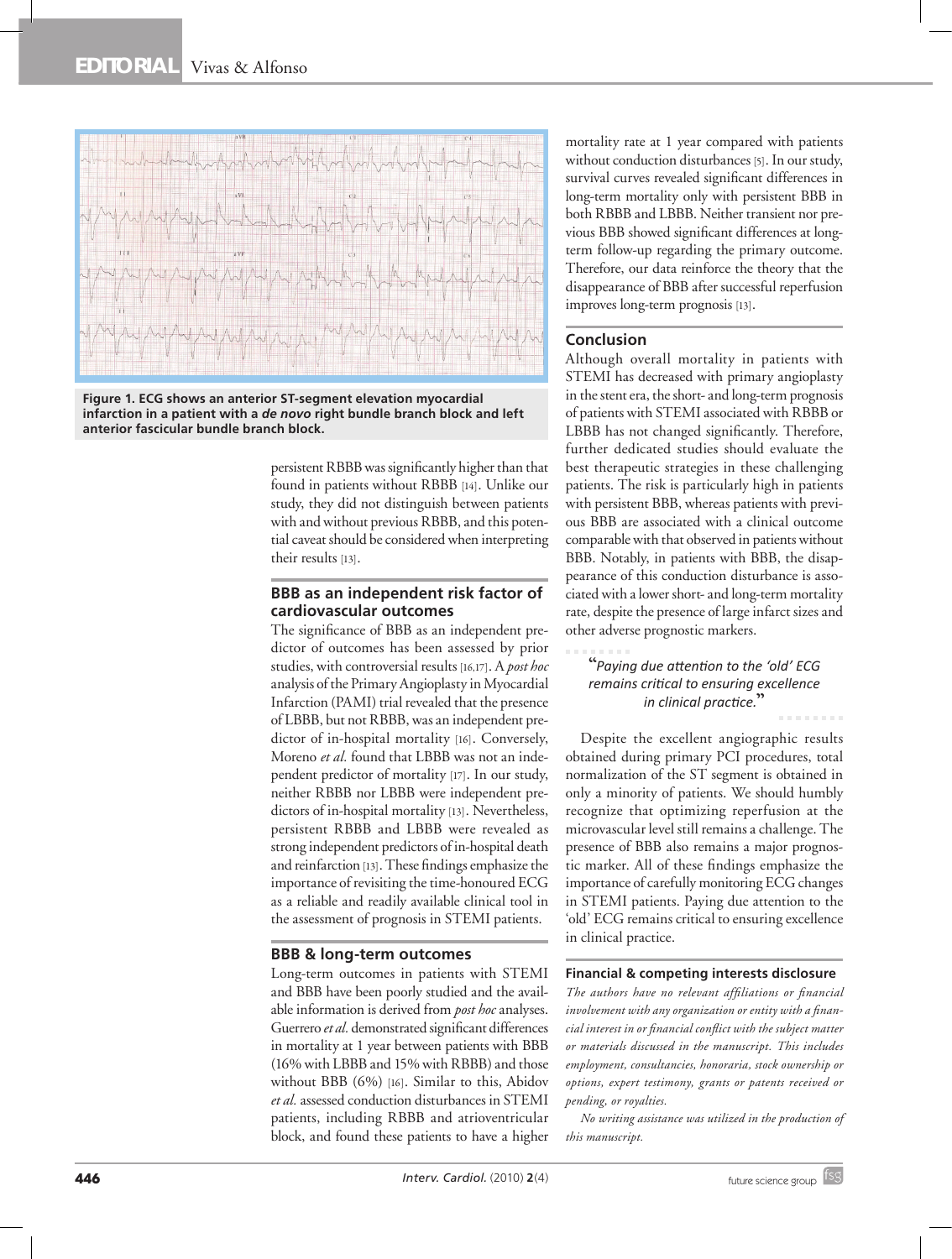**Figure 1. ECG shows an anterior ST-segment elevation myocardial infarction in a patient with a *de novo* right bundle branch block and left anterior fascicular bundle branch block.**

persistent RBBB was significantly higher than that found in patients without RBBB [14]. Unlike our study, they did not distinguish between patients with and without previous RBBB, and this potential caveat should be considered when interpreting their results [13].

## BBB as an independent risk factor of cardiovascular outcomes

The significance of BBB as an independent predictor of outcomes has been assessed by prior studies, with controversial results [16,17]. A *post hoc* analysis of the Primary Angioplasty in Myocardial Infarction (PAMI) trial revealed that the presence of LBBB, but not RBBB, was an independent predictor of in-hospital mortality [16]. Conversely, Moreno *et al.* found that LBBB was not an independent predictor of mortality [17]. In our study, neither RBBB nor LBBB were independent predictors of in-hospital mortality [13]. Nevertheless, persistent RBBB and LBBB were revealed as strong independent predictors of in-hospital death and reinfarction [13]. These findings emphasize the importance of revisiting the time-honoured ECG as a reliable and readily available clinical tool in the assessment of prognosis in STEMI patients.

## BBB & long-term outcomes

Long-term outcomes in patients with STEMI and BBB have been poorly studied and the available information is derived from *post hoc* analyses. Guerrero *et al.* demonstrated significant differences in mortality at 1 year between patients with BBB (16% with LBBB and 15% with RBBB) and those without BBB (6%) [16]. Similar to this, Abidov *et al.* assessed conduction disturbances in STEMI patients, including RBBB and atrioventricular block, and found these patients to have a higher mortality rate at 1 year compared with patients without conduction disturbances [5]. In our study, survival curves revealed significant differences in long-term mortality only with persistent BBB in both RBBB and LBBB. Neither transient nor previous BBB showed significant differences at long-term follow-up regarding the primary outcome. Therefore, our data reinforce the theory that the disappearance of BBB after successful reperfusion improves long-term prognosis [13].

## Conclusion

Although overall mortality in patients with STEMI has decreased with primary angioplasty in the stent era, the short- and long-term prognosis of patients with STEMI associated with RBBB or LBBB has not changed significantly. Therefore, further dedicated studies should evaluate the best therapeutic strategies in these challenging patients. The risk is particularly high in patients with persistent BBB, whereas patients with previous BBB are associated with a clinical outcome comparable with that observed in patients without BBB. Notably, in patients with BBB, the disappearance of this conduction disturbance is associated with a lower short- and long-term mortality rate, despite the presence of large infarct sizes and other adverse prognostic markers.

> *"Paying due attention to the 'old' ECG remains critical to ensuring excellence in clinical practice."*

Despite the excellent angiographic results obtained during primary PCI procedures, total normalization of the ST segment is obtained in only a minority of patients. We should humbly recognize that optimizing reperfusion at the microvascular level still remains a challenge. The presence of BBB also remains a major prognostic marker. All of these findings emphasize the importance of carefully monitoring ECG changes in STEMI patients. Paying due attention to the 'old' ECG remains critical to ensuring excellence in clinical practice.

### Financial & competing interests disclosure

*The authors have no relevant affiliations or financial involvement with any organization or entity with a financial interest in or financial conflict with the subject matter or materials discussed in the manuscript. This includes employment, consultancies, honoraria, stock ownership or options, expert testimony, grants or patents received or pending, or royalties.*

*No writing assistance was utilized in the production of this manuscript.*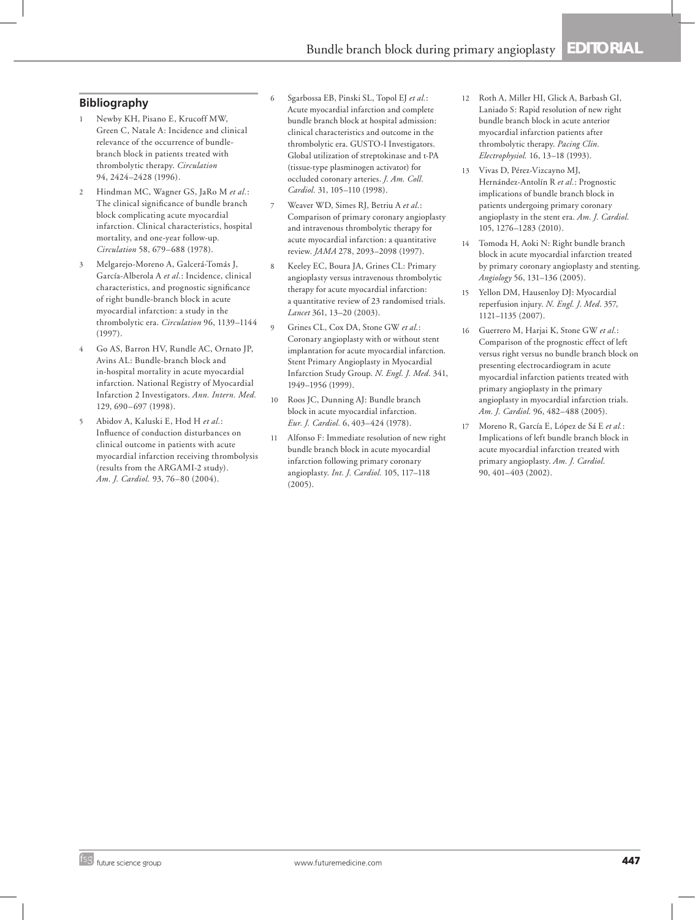## Bibliography

1. Newby KH, Pisano E, Krucoff MW, Green C, Natale A: Incidence and clinical relevance of the occurrence of bundle-branch block in patients treated with thrombolytic therapy. *Circulation* 94, 2424–2428 (1996).
2. Hindman MC, Wagner GS, JaRo M *et al.*: The clinical significance of bundle branch block complicating acute myocardial infarction. Clinical characteristics, hospital mortality, and one-year follow-up. *Circulation* 58, 679–688 (1978).
3. Melgarejo-Moreno A, Galcerá-Tomás J, García-Alberola A *et al.*: Incidence, clinical characteristics, and prognostic significance of right bundle-branch block in acute myocardial infarction: a study in the thrombolytic era. *Circulation* 96, 1139–1144 (1997).
4. Go AS, Barron HV, Rundle AC, Ornato JP, Avins AL: Bundle-branch block and in-hospital mortality in acute myocardial infarction. National Registry of Myocardial Infarction 2 Investigators. *Ann. Intern. Med.* 129, 690–697 (1998).
5. Abidov A, Kaluski E, Hod H *et al.*: Influence of conduction disturbances on clinical outcome in patients with acute myocardial infarction receiving thrombolysis (results from the ARGAMI-2 study). *Am. J. Cardiol.* 93, 76–80 (2004).
6. Sgarbossa EB, Pinski SL, Topol EJ *et al.*: Acute myocardial infarction and complete bundle branch block at hospital admission: clinical characteristics and outcome in the thrombolytic era. GUSTO-I Investigators. Global utilization of streptokinase and t-PA (tissue-type plasminogen activator) for occluded coronary arteries. *J. Am. Coll. Cardiol.* 31, 105–110 (1998).
7. Weaver WD, Simes RJ, Betriu A *et al.*: Comparison of primary coronary angioplasty and intravenous thrombolytic therapy for acute myocardial infarction: a quantitative review. *JAMA* 278, 2093–2098 (1997).
8. Keeley EC, Boura JA, Grines CL: Primary angioplasty versus intravenous thrombolytic therapy for acute myocardial infarction: a quantitative review of 23 randomised trials. *Lancet* 361, 13–20 (2003).
9. Grines CL, Cox DA, Stone GW *et al.*: Coronary angioplasty with or without stent implantation for acute myocardial infarction. Stent Primary Angioplasty in Myocardial Infarction Study Group. *N. Engl. J. Med*. 341, 1949–1956 (1999).
10. Roos JC, Dunning AJ: Bundle branch block in acute myocardial infarction. *Eur. J. Cardiol.* 6, 403–424 (1978).
11. Alfonso F: Immediate resolution of new right bundle branch block in acute myocardial infarction following primary coronary angioplasty. *Int. J. Cardiol.* 105, 117–118 (2005).
12. Roth A, Miller HI, Glick A, Barbash GI, Laniado S: Rapid resolution of new right bundle branch block in acute anterior myocardial infarction patients after thrombolytic therapy. *Pacing Clin. Electrophysiol.* 16, 13–18 (1993).
13. Vivas D, Pérez-Vizcayno MJ, Hernández-Antolín R *et al.*: Prognostic implications of bundle branch block in patients undergoing primary coronary angioplasty in the stent era. *Am. J. Cardiol.* 105, 1276–1283 (2010).
14. Tomoda H, Aoki N: Right bundle branch block in acute myocardial infarction treated by primary coronary angioplasty and stenting. *Angiology* 56, 131–136 (2005).
15. Yellon DM, Hausenloy DJ: Myocardial reperfusion injury. *N. Engl. J. Med*. 357, 1121–1135 (2007).
16. Guerrero M, Harjai K, Stone GW *et al.*: Comparison of the prognostic effect of left versus right versus no bundle branch block on presenting electrocardiogram in acute myocardial infarction patients treated with primary angioplasty in the primary angioplasty in myocardial infarction trials. *Am. J. Cardiol.* 96, 482–488 (2005).
17. Moreno R, García E, López de Sá E *et al.*: Implications of left bundle branch block in acute myocardial infarction treated with primary angioplasty. *Am. J. Cardiol.* 90, 401–403 (2002).